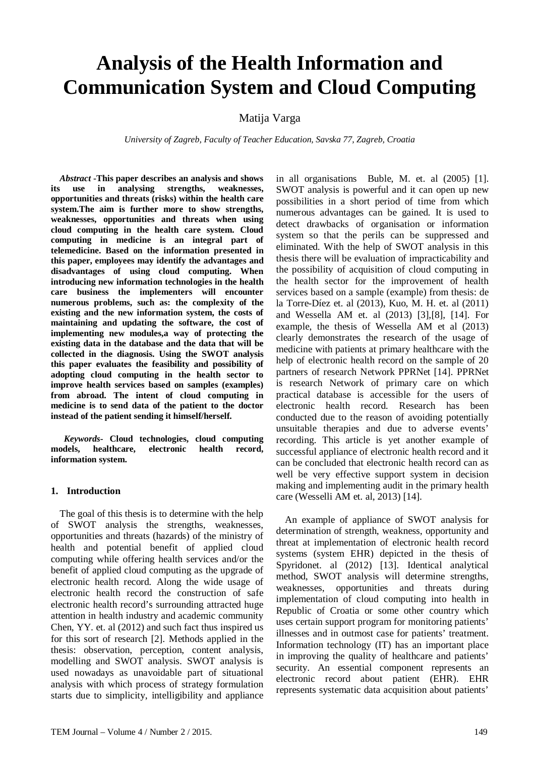# Analysis of the Health Information and Communication System and Cloud Computing

Matija Varga

*University of Zagreb, Faculty of Teacher Education, Savska 77, Zagreb, Croatia*

***Abstract*** **-This paper describes an analysis and shows its use in analysing strengths, weaknesses, opportunities and threats (risks) within the health care system.The aim is further more to show strengths, weaknesses, opportunities and threats when using cloud computing in the health care system. Cloud computing in medicine is an integral part of telemedicine. Based on the information presented in this paper, employees may identify the advantages and disadvantages of using cloud computing. When introducing new information technologies in the health care business the implementers will encounter numerous problems, such as: the complexity of the existing and the new information system, the costs of maintaining and updating the software, the cost of implementing new modules,a way of protecting the existing data in the database and the data that will be collected in the diagnosis. Using the SWOT analysis this paper evaluates the feasibility and possibility of adopting cloud computing in the health sector to improve health services based on samples (examples) from abroad. The intent of cloud computing in medicine is to send data of the patient to the doctor instead of the patient sending it himself/herself.**

***Keywords-*** **Cloud technologies, cloud computing models, healthcare, electronic health record, information system.**

## 1. Introduction

The goal of this thesis is to determine with the help of SWOT analysis the strengths, weaknesses, opportunities and threats (hazards) of the ministry of health and potential benefit of applied cloud computing while offering health services and/or the benefit of applied cloud computing as the upgrade of electronic health record. Along the wide usage of electronic health record the construction of safe electronic health record's surrounding attracted huge attention in health industry and academic community Chen, YY. et. al (2012) and such fact thus inspired us for this sort of research [2]. Methods applied in the thesis: observation, perception, content analysis, modelling and SWOT analysis. SWOT analysis is used nowadays as unavoidable part of situational analysis with which process of strategy formulation starts due to simplicity, intelligibility and appliance in all organisations Buble, M. et. al (2005) [1]. SWOT analysis is powerful and it can open up new possibilities in a short period of time from which numerous advantages can be gained. It is used to detect drawbacks of organisation or information system so that the perils can be suppressed and eliminated. With the help of SWOT analysis in this thesis there will be evaluation of impracticability and the possibility of acquisition of cloud computing in the health sector for the improvement of health services based on a sample (example) from thesis: de la Torre-Díez et. al (2013), Kuo, M. H. et. al (2011) and Wessella AM et. al (2013) [3],[8], [14]. For example, the thesis of Wessella AM et al (2013) clearly demonstrates the research of the usage of medicine with patients at primary healthcare with the help of electronic health record on the sample of 20 partners of research Network PPRNet [14]. PPRNet is research Network of primary care on which practical database is accessible for the users of electronic health record. Research has been conducted due to the reason of avoiding potentially unsuitable therapies and due to adverse events' recording. This article is yet another example of successful appliance of electronic health record and it can be concluded that electronic health record can as well be very effective support system in decision making and implementing audit in the primary health care (Wesselli AM et. al, 2013) [14].

An example of appliance of SWOT analysis for determination of strength, weakness, opportunity and threat at implementation of electronic health record systems (system EHR) depicted in the thesis of Spyridonet. al (2012) [13]. Identical analytical method, SWOT analysis will determine strengths, weaknesses, opportunities and threats during implementation of cloud computing into health in Republic of Croatia or some other country which uses certain support program for monitoring patients' illnesses and in outmost case for patients' treatment. Information technology (IT) has an important place in improving the quality of healthcare and patients' security. An essential component represents an electronic record about patient (EHR). EHR represents systematic data acquisition about patients'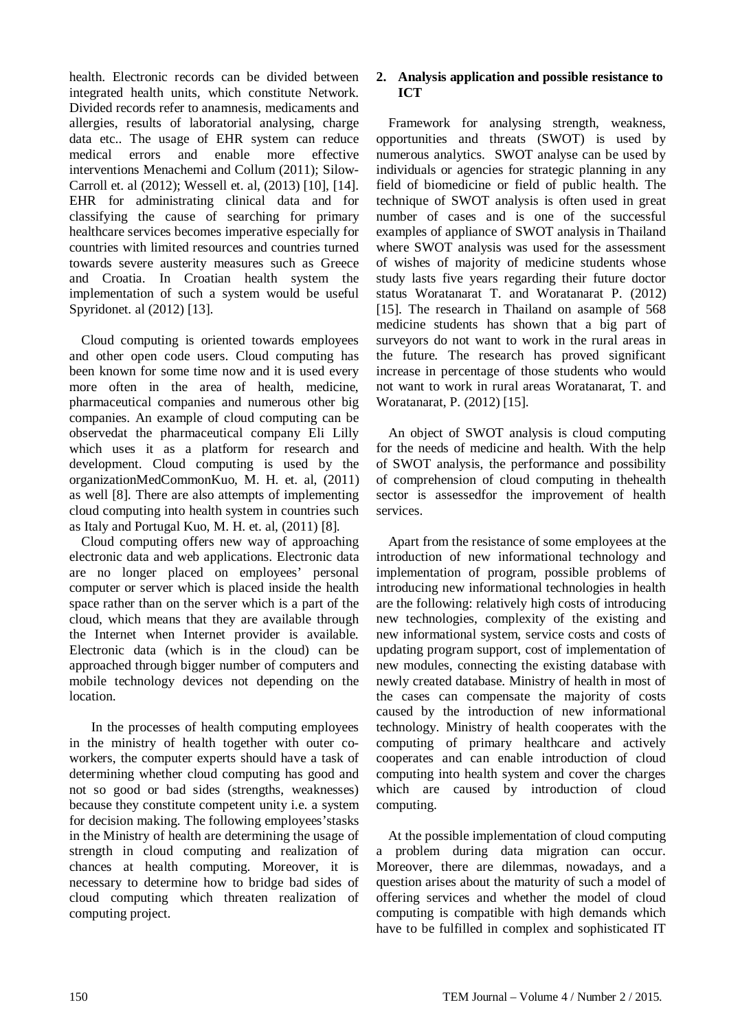health. Electronic records can be divided between integrated health units, which constitute Network. Divided records refer to anamnesis, medicaments and allergies, results of laboratorial analysing, charge data etc.. The usage of EHR system can reduce medical errors and enable more effective interventions Menachemi and Collum (2011); Silow-Carroll et. al (2012); Wessell et. al, (2013) [10], [14]. EHR for administrating clinical data and for classifying the cause of searching for primary healthcare services becomes imperative especially for countries with limited resources and countries turned towards severe austerity measures such as Greece and Croatia. In Croatian health system the implementation of such a system would be useful Spyridonet. al (2012) [13].

Cloud computing is oriented towards employees and other open code users. Cloud computing has been known for some time now and it is used every more often in the area of health, medicine, pharmaceutical companies and numerous other big companies. An example of cloud computing can be observedat the pharmaceutical company Eli Lilly which uses it as a platform for research and development. Cloud computing is used by the organizationMedCommonKuo, M. H. et. al, (2011) as well [8]. There are also attempts of implementing cloud computing into health system in countries such as Italy and Portugal Kuo, M. H. et. al, (2011) [8].

Cloud computing offers new way of approaching electronic data and web applications. Electronic data are no longer placed on employees' personal computer or server which is placed inside the health space rather than on the server which is a part of the cloud, which means that they are available through the Internet when Internet provider is available. Electronic data (which is in the cloud) can be approached through bigger number of computers and mobile technology devices not depending on the location.

In the processes of health computing employees in the ministry of health together with outer co-workers, the computer experts should have a task of determining whether cloud computing has good and not so good or bad sides (strengths, weaknesses) because they constitute competent unity i.e. a system for decision making. The following employees'stasks in the Ministry of health are determining the usage of strength in cloud computing and realization of chances at health computing. Moreover, it is necessary to determine how to bridge bad sides of cloud computing which threaten realization of computing project.

## 2. Analysis application and possible resistance to ICT

Framework for analysing strength, weakness, opportunities and threats (SWOT) is used by numerous analytics. SWOT analyse can be used by individuals or agencies for strategic planning in any field of biomedicine or field of public health. The technique of SWOT analysis is often used in great number of cases and is one of the successful examples of appliance of SWOT analysis in Thailand where SWOT analysis was used for the assessment of wishes of majority of medicine students whose study lasts five years regarding their future doctor status Woratanarat T. and Woratanarat P. (2012) [15]. The research in Thailand on asample of 568 medicine students has shown that a big part of surveyors do not want to work in the rural areas in the future. The research has proved significant increase in percentage of those students who would not want to work in rural areas Woratanarat, T. and Woratanarat, P. (2012) [15].

An object of SWOT analysis is cloud computing for the needs of medicine and health. With the help of SWOT analysis, the performance and possibility of comprehension of cloud computing in thehealth sector is assessedfor the improvement of health services.

Apart from the resistance of some employees at the introduction of new informational technology and implementation of program, possible problems of introducing new informational technologies in health are the following: relatively high costs of introducing new technologies, complexity of the existing and new informational system, service costs and costs of updating program support, cost of implementation of new modules, connecting the existing database with newly created database. Ministry of health in most of the cases can compensate the majority of costs caused by the introduction of new informational technology. Ministry of health cooperates with the computing of primary healthcare and actively cooperates and can enable introduction of cloud computing into health system and cover the charges which are caused by introduction of cloud computing.

At the possible implementation of cloud computing a problem during data migration can occur. Moreover, there are dilemmas, nowadays, and a question arises about the maturity of such a model of offering services and whether the model of cloud computing is compatible with high demands which have to be fulfilled in complex and sophisticated IT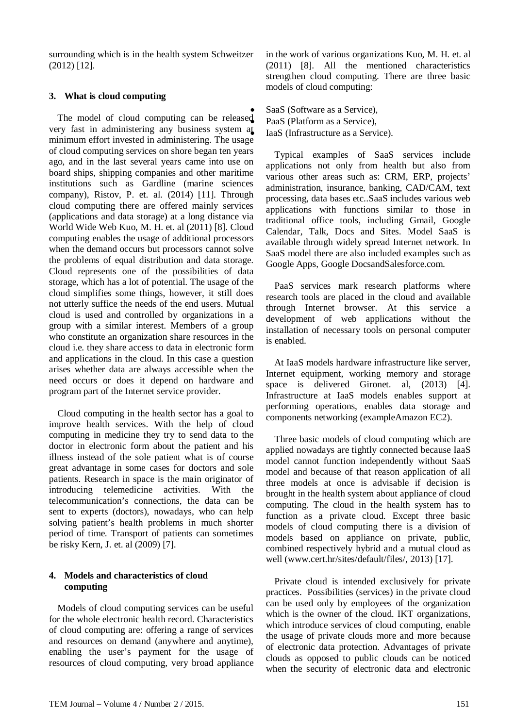surrounding which is in the health system Schweitzer (2012) [12].

## 3. What is cloud computing

The model of cloud computing can be released very fast in administering any business system at minimum effort invested in administering. The usage of cloud computing services on shore began ten years ago, and in the last several years came into use on board ships, shipping companies and other maritime institutions such as Gardline (marine sciences company), Ristov, P. et. al. (2014) [11]. Through cloud computing there are offered mainly services (applications and data storage) at a long distance via World Wide Web Kuo, M. H. et. al (2011) [8]. Cloud computing enables the usage of additional processors when the demand occurs but processors cannot solve the problems of equal distribution and data storage. Cloud represents one of the possibilities of data storage, which has a lot of potential. The usage of the cloud simplifies some things, however, it still does not utterly suffice the needs of the end users. Mutual cloud is used and controlled by organizations in a group with a similar interest. Members of a group who constitute an organization share resources in the cloud i.e. they share access to data in electronic form and applications in the cloud. In this case a question arises whether data are always accessible when the need occurs or does it depend on hardware and program part of the Internet service provider.

Cloud computing in the health sector has a goal to improve health services. With the help of cloud computing in medicine they try to send data to the doctor in electronic form about the patient and his illness instead of the sole patient what is of course great advantage in some cases for doctors and sole patients. Research in space is the main originator of introducing telemedicine activities. With the telecommunication's connections, the data can be sent to experts (doctors), nowadays, who can help solving patient's health problems in much shorter period of time. Transport of patients can sometimes be risky Kern, J. et. al (2009) [7].

## 4. Models and characteristics of cloud computing

Models of cloud computing services can be useful for the whole electronic health record. Characteristics of cloud computing are: offering a range of services and resources on demand (anywhere and anytime), enabling the user's payment for the usage of resources of cloud computing, very broad appliance in the work of various organizations Kuo, M. H. et. al (2011) [8]. All the mentioned characteristics strengthen cloud computing. There are three basic models of cloud computing:

- SaaS (Software as a Service),
- PaaS (Platform as a Service),
- IaaS (Infrastructure as a Service).

Typical examples of SaaS services include applications not only from health but also from various other areas such as: CRM, ERP, projects' administration, insurance, banking, CAD/CAM, text processing, data bases etc..SaaS includes various web applications with functions similar to those in traditional office tools, including Gmail, Google Calendar, Talk, Docs and Sites. Model SaaS is available through widely spread Internet network. In SaaS model there are also included examples such as Google Apps, Google DocsandSalesforce.com.

PaaS services mark research platforms where research tools are placed in the cloud and available through Internet browser. At this service a development of web applications without the installation of necessary tools on personal computer is enabled.

At IaaS models hardware infrastructure like server, Internet equipment, working memory and storage space is delivered Gironet. al, (2013) [4]. Infrastructure at IaaS models enables support at performing operations, enables data storage and components networking (exampleAmazon EC2).

Three basic models of cloud computing which are applied nowadays are tightly connected because IaaS model cannot function independently without SaaS model and because of that reason application of all three models at once is advisable if decision is brought in the health system about appliance of cloud computing. The cloud in the health system has to function as a private cloud. Except three basic models of cloud computing there is a division of models based on appliance on private, public, combined respectively hybrid and a mutual cloud as well (www.cert.hr/sites/default/files/, 2013) [17].

Private cloud is intended exclusively for private practices. Possibilities (services) in the private cloud can be used only by employees of the organization which is the owner of the cloud. IKT organizations, which introduce services of cloud computing, enable the usage of private clouds more and more because of electronic data protection. Advantages of private clouds as opposed to public clouds can be noticed when the security of electronic data and electronic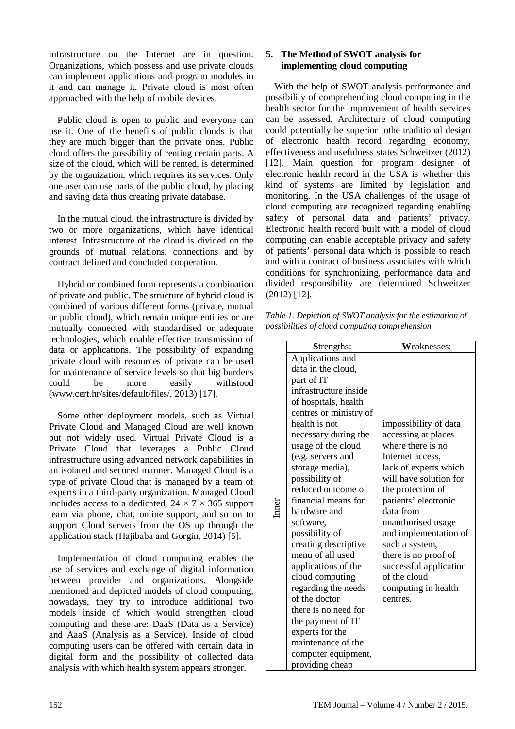infrastructure on the Internet are in question. Organizations, which possess and use private clouds can implement applications and program modules in it and can manage it. Private cloud is most often approached with the help of mobile devices.

Public cloud is open to public and everyone can use it. One of the benefits of public clouds is that they are much bigger than the private ones. Public cloud offers the possibility of renting certain parts. A size of the cloud, which will be rented, is determined by the organization, which requires its services. Only one user can use parts of the public cloud, by placing and saving data thus creating private database.

In the mutual cloud, the infrastructure is divided by two or more organizations, which have identical interest. Infrastructure of the cloud is divided on the grounds of mutual relations, connections and by contract defined and concluded cooperation.

Hybrid or combined form represents a combination of private and public. The structure of hybrid cloud is combined of various different forms (private, mutual or public cloud), which remain unique entities or are mutually connected with standardised or adequate technologies, which enable effective transmission of data or applications. The possibility of expanding private cloud with resources of private can be used for maintenance of service levels so that big burdens could be more easily withstood (www.cert.hr/sites/default/files/, 2013) [17].

Some other deployment models, such as Virtual Private Cloud and Managed Cloud are well known but not widely used. Virtual Private Cloud is a Private Cloud that leverages a Public Cloud infrastructure using advanced network capabilities in an isolated and secured manner. Managed Cloud is a type of private Cloud that is managed by a team of experts in a third-party organization. Managed Cloud includes access to a dedicated, $24 \times 7 \times 365$ support team via phone, chat, online support, and so on to support Cloud servers from the OS up through the application stack (Hajibaba and Gorgin, 2014) [5].

Implementation of cloud computing enables the use of services and exchange of digital information between provider and organizations. Alongside mentioned and depicted models of cloud computing, nowadays, they try to introduce additional two models inside of which would strengthen cloud computing and these are: DaaS (Data as a Service) and AaaS (Analysis as a Service). Inside of cloud computing users can be offered with certain data in digital form and the possibility of collected data analysis with which health system appears stronger.

## 5. The Method of SWOT analysis for implementing cloud computing

With the help of SWOT analysis performance and possibility of comprehending cloud computing in the health sector for the improvement of health services can be assessed. Architecture of cloud computing could potentially be superior tothe traditional design of electronic health record regarding economy, effectiveness and usefulness states Schweitzer (2012) [12]. Main question for program designer of electronic health record in the USA is whether this kind of systems are limited by legislation and monitoring. In the USA challenges of the usage of cloud computing are recognized regarding enabling safety of personal data and patients' privacy. Electronic health record built with a model of cloud computing can enable acceptable privacy and safety of patients' personal data which is possible to reach and with a contract of business associates with which conditions for synchronizing, performance data and divided responsibility are determined Schweitzer (2012) [12].

*Table 1. Depiction of SWOT analysis for the estimation of possibilities of cloud computing comprehension*

| | **S**trengths: | **W**eaknesses: |
|---|---|---|
| Inner | Applications and data in the cloud, part of IT infrastructure inside of hospitals, health centres or ministry of health is not necessary during the usage of the cloud (e.g. servers and storage media), possibility of reduced outcome of financial means for hardware and software, possibility of creating descriptive menu of all used applications of the cloud computing regarding the needs of the doctor there is no need for the payment of IT experts for the maintenance of the computer equipment, providing cheap | impossibility of data accessing at places where there is no Internet access, lack of experts which will have solution for the protection of patients' electronic data from unauthorised usage and implementation of such a system, there is no proof of successful application of the cloud computing in health centres. |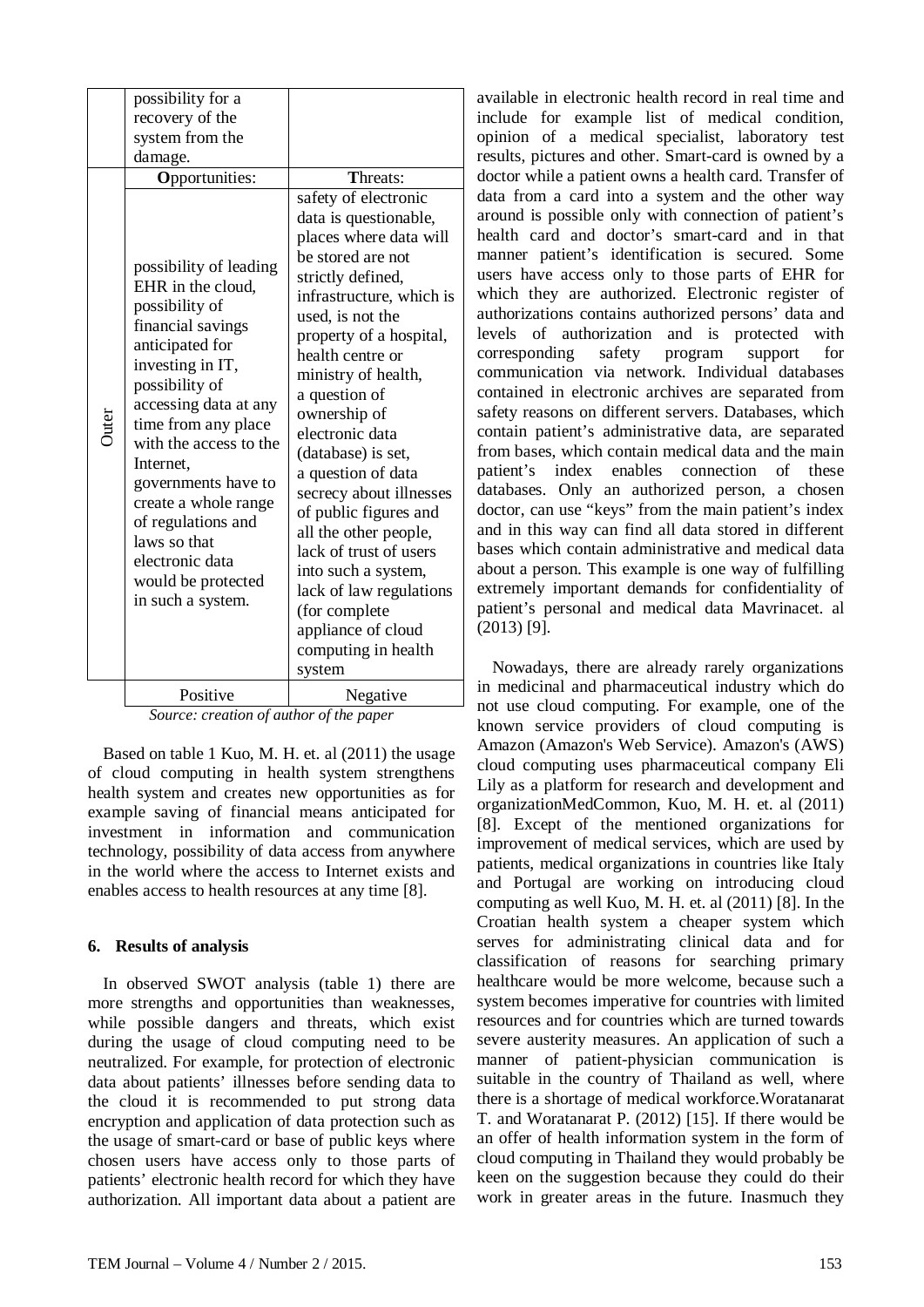| | | |
|---|---|---|
| | possibility for a recovery of the system from the damage. | |
| | **O**pportunities: | **T**hreats: |
| Outer | possibility of leading EHR in the cloud, possibility of financial savings anticipated for investing in IT, possibility of accessing data at any time from any place with the access to the Internet, governments have to create a whole range of regulations and laws so that electronic data would be protected in such a system. | safety of electronic data is questionable, places where data will be stored are not strictly defined, infrastructure, which is used, is not the property of a hospital, health centre or ministry of health, a question of ownership of electronic data (database) is set, a question of data secrecy about illnesses of public figures and all the other people, lack of trust of users into such a system, lack of law regulations (for complete appliance of cloud computing in health system |
| | Positive | Negative |

*Source: creation of author of the paper*

Based on table 1 Kuo, M. H. et. al (2011) the usage of cloud computing in health system strengthens health system and creates new opportunities as for example saving of financial means anticipated for investment in information and communication technology, possibility of data access from anywhere in the world where the access to Internet exists and enables access to health resources at any time [8].

## 6. Results of analysis

In observed SWOT analysis (table 1) there are more strengths and opportunities than weaknesses, while possible dangers and threats, which exist during the usage of cloud computing need to be neutralized. For example, for protection of electronic data about patients' illnesses before sending data to the cloud it is recommended to put strong data encryption and application of data protection such as the usage of smart-card or base of public keys where chosen users have access only to those parts of patients' electronic health record for which they have authorization. All important data about a patient are available in electronic health record in real time and include for example list of medical condition, opinion of a medical specialist, laboratory test results, pictures and other. Smart-card is owned by a doctor while a patient owns a health card. Transfer of data from a card into a system and the other way around is possible only with connection of patient's health card and doctor's smart-card and in that manner patient's identification is secured. Some users have access only to those parts of EHR for which they are authorized. Electronic register of authorizations contains authorized persons' data and levels of authorization and is protected with corresponding safety program support for communication via network. Individual databases contained in electronic archives are separated from safety reasons on different servers. Databases, which contain patient's administrative data, are separated from bases, which contain medical data and the main patient's index enables connection of these databases. Only an authorized person, a chosen doctor, can use "keys" from the main patient's index and in this way can find all data stored in different bases which contain administrative and medical data about a person. This example is one way of fulfilling extremely important demands for confidentiality of patient's personal and medical data Mavrinacet. al (2013) [9].

Nowadays, there are already rarely organizations in medicinal and pharmaceutical industry which do not use cloud computing. For example, one of the known service providers of cloud computing is Amazon (Amazon's Web Service). Amazon's (AWS) cloud computing uses pharmaceutical company Eli Lily as a platform for research and development and organizationMedCommon, Kuo, M. H. et. al (2011) [8]. Except of the mentioned organizations for improvement of medical services, which are used by patients, medical organizations in countries like Italy and Portugal are working on introducing cloud computing as well Kuo, M. H. et. al (2011) [8]. In the Croatian health system a cheaper system which serves for administrating clinical data and for classification of reasons for searching primary healthcare would be more welcome, because such a system becomes imperative for countries with limited resources and for countries which are turned towards severe austerity measures. An application of such a manner of patient-physician communication is suitable in the country of Thailand as well, where there is a shortage of medical workforce.Woratanarat T. and Woratanarat P. (2012) [15]. If there would be an offer of health information system in the form of cloud computing in Thailand they would probably be keen on the suggestion because they could do their work in greater areas in the future. Inasmuch they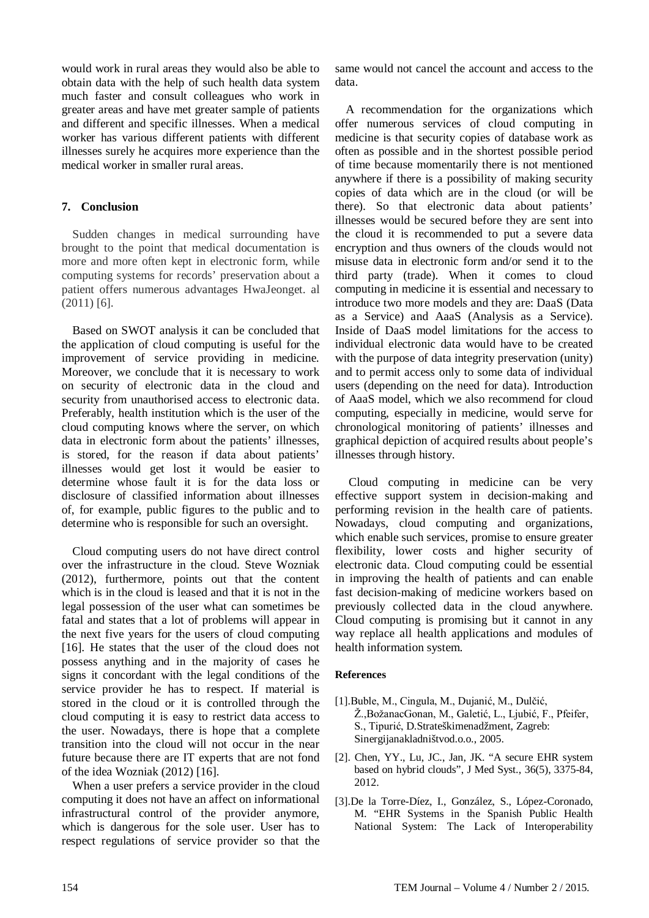would work in rural areas they would also be able to obtain data with the help of such health data system much faster and consult colleagues who work in greater areas and have met greater sample of patients and different and specific illnesses. When a medical worker has various different patients with different illnesses surely he acquires more experience than the medical worker in smaller rural areas.

## 7. Conclusion

Sudden changes in medical surrounding have brought to the point that medical documentation is more and more often kept in electronic form, while computing systems for records' preservation about a patient offers numerous advantages HwaJeonget. al (2011) [6].

Based on SWOT analysis it can be concluded that the application of cloud computing is useful for the improvement of service providing in medicine. Moreover, we conclude that it is necessary to work on security of electronic data in the cloud and security from unauthorised access to electronic data. Preferably, health institution which is the user of the cloud computing knows where the server, on which data in electronic form about the patients' illnesses, is stored, for the reason if data about patients' illnesses would get lost it would be easier to determine whose fault it is for the data loss or disclosure of classified information about illnesses of, for example, public figures to the public and to determine who is responsible for such an oversight.

Cloud computing users do not have direct control over the infrastructure in the cloud. Steve Wozniak (2012), furthermore, points out that the content which is in the cloud is leased and that it is not in the legal possession of the user what can sometimes be fatal and states that a lot of problems will appear in the next five years for the users of cloud computing [16]. He states that the user of the cloud does not possess anything and in the majority of cases he signs it concordant with the legal conditions of the service provider he has to respect. If material is stored in the cloud or it is controlled through the cloud computing it is easy to restrict data access to the user. Nowadays, there is hope that a complete transition into the cloud will not occur in the near future because there are IT experts that are not fond of the idea Wozniak (2012) [16].

When a user prefers a service provider in the cloud computing it does not have an affect on informational infrastructural control of the provider anymore, which is dangerous for the sole user. User has to respect regulations of service provider so that the same would not cancel the account and access to the data.

A recommendation for the organizations which offer numerous services of cloud computing in medicine is that security copies of database work as often as possible and in the shortest possible period of time because momentarily there is not mentioned anywhere if there is a possibility of making security copies of data which are in the cloud (or will be there). So that electronic data about patients' illnesses would be secured before they are sent into the cloud it is recommended to put a severe data encryption and thus owners of the clouds would not misuse data in electronic form and/or send it to the third party (trade). When it comes to cloud computing in medicine it is essential and necessary to introduce two more models and they are: DaaS (Data as a Service) and AaaS (Analysis as a Service). Inside of DaaS model limitations for the access to individual electronic data would have to be created with the purpose of data integrity preservation (unity) and to permit access only to some data of individual users (depending on the need for data). Introduction of AaaS model, which we also recommend for cloud computing, especially in medicine, would serve for chronological monitoring of patients' illnesses and graphical depiction of acquired results about people's illnesses through history.

Cloud computing in medicine can be very effective support system in decision-making and performing revision in the health care of patients. Nowadays, cloud computing and organizations, which enable such services, promise to ensure greater flexibility, lower costs and higher security of electronic data. Cloud computing could be essential in improving the health of patients and can enable fast decision-making of medicine workers based on previously collected data in the cloud anywhere. Cloud computing is promising but it cannot in any way replace all health applications and modules of health information system.

### References

[1].Buble, M., Cingula, M., Dujanić, M., Dulčić, Ž.,BožanacGonan, M., Galetić, L., Ljubić, F., Pfeifer, S., Tipurić, D.Strateškimenadžment, Zagreb: Sinergijanakladništvod.o.o., 2005.

[2]. Chen, YY., Lu, JC., Jan, JK. "A secure EHR system based on hybrid clouds", J Med Syst., 36(5), 3375-84, 2012.

[3].De la Torre-Díez, I., González, S., López-Coronado, M. "EHR Systems in the Spanish Public Health National System: The Lack of Interoperability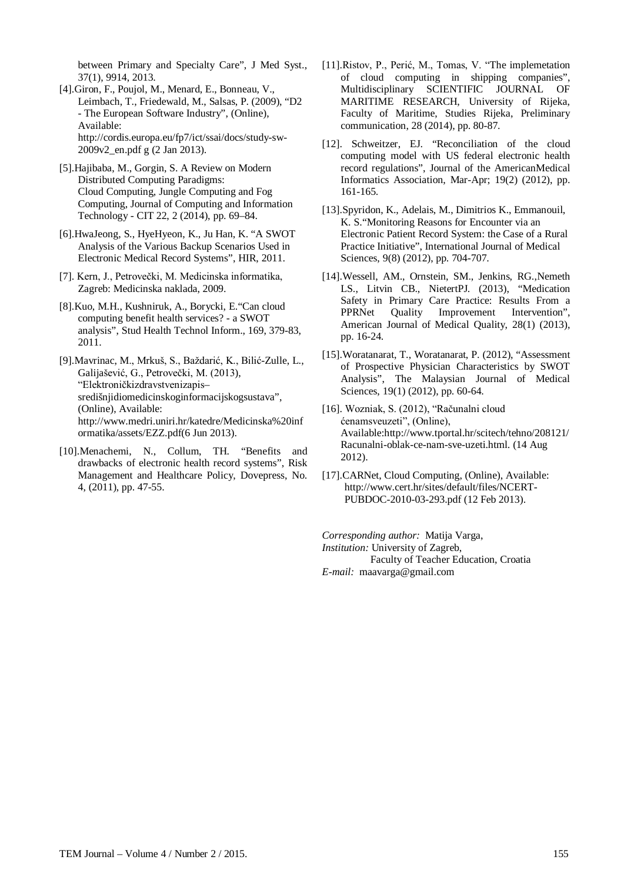between Primary and Specialty Care", J Med Syst., 37(1), 9914, 2013.

[4].Giron, F., Poujol, M., Menard, E., Bonneau, V., Leimbach, T., Friedewald, M., Salsas, P. (2009), "D2 - The European Software Industry", (Online), Available: http://cordis.europa.eu/fp7/ict/ssai/docs/study-sw-2009v2_en.pdf g (2 Jan 2013).

[5].Hajibaba, M., Gorgin, S. A Review on Modern Distributed Computing Paradigms: Cloud Computing, Jungle Computing and Fog Computing, Journal of Computing and Information Technology - CIT 22, 2 (2014), pp. 69–84.

[6].HwaJeong, S., HyeHyeon, K., Ju Han, K. "A SWOT Analysis of the Various Backup Scenarios Used in Electronic Medical Record Systems", HIR, 2011.

[7]. Kern, J., Petrovečki, M. Medicinska informatika, Zagreb: Medicinska naklada, 2009.

[8].Kuo, M.H., Kushniruk, A., Borycki, E."Can cloud computing benefit health services? - a SWOT analysis", Stud Health Technol Inform., 169, 379-83, 2011.

[9].Mavrinac, M., Mrkuš, S., Baždarić, K., Bilić-Zulle, L., Galijašević, G., Petrovečki, M. (2013), "Elektroničkizdravstvenizapis–središnjidiomedicinskoginformacijskogsustava", (Online), Available: http://www.medri.uniri.hr/katedre/Medicinska%20informatika/assets/EZZ.pdf(6 Jun 2013).

[10].Menachemi, N., Collum, TH. "Benefits and drawbacks of electronic health record systems", Risk Management and Healthcare Policy, Dovepress, No. 4, (2011), pp. 47-55.

[11].Ristov, P., Perić, M., Tomas, V. "The implemetation of cloud computing in shipping companies", Multidisciplinary SCIENTIFIC JOURNAL OF MARITIME RESEARCH, University of Rijeka, Faculty of Maritime, Studies Rijeka, Preliminary communication, 28 (2014), pp. 80-87.

[12]. Schweitzer, EJ. "Reconciliation of the cloud computing model with US federal electronic health record regulations", Journal of the AmericanMedical Informatics Association, Mar-Apr; 19(2) (2012), pp. 161-165.

[13].Spyridon, K., Adelais, M., Dimitrios K., Emmanouil, K. S."Monitoring Reasons for Encounter via an Electronic Patient Record System: the Case of a Rural Practice Initiative", International Journal of Medical Sciences, 9(8) (2012), pp. 704-707.

[14].Wessell, AM., Ornstein, SM., Jenkins, RG.,Nemeth LS., Litvin CB., NietertPJ. (2013), "Medication Safety in Primary Care Practice: Results From a PPRNet Quality Improvement Intervention", American Journal of Medical Quality, 28(1) (2013), pp. 16-24.

[15].Woratanarat, T., Woratanarat, P. (2012), "Assessment of Prospective Physician Characteristics by SWOT Analysis", The Malaysian Journal of Medical Sciences, 19(1) (2012), pp. 60-64.

[16]. Wozniak, S. (2012), "Računalni cloud ćenamsveuzeti", (Online), Available:http://www.tportal.hr/scitech/tehno/208121/Racunalni-oblak-ce-nam-sve-uzeti.html. (14 Aug 2012).

[17].CARNet, Cloud Computing, (Online), Available: http://www.cert.hr/sites/default/files/NCERT-PUBDOC-2010-03-293.pdf (12 Feb 2013).

*Corresponding author:* Matija Varga,
*Institution:* University of Zagreb,
Faculty of Teacher Education, Croatia
*E-mail:* maavarga@gmail.com